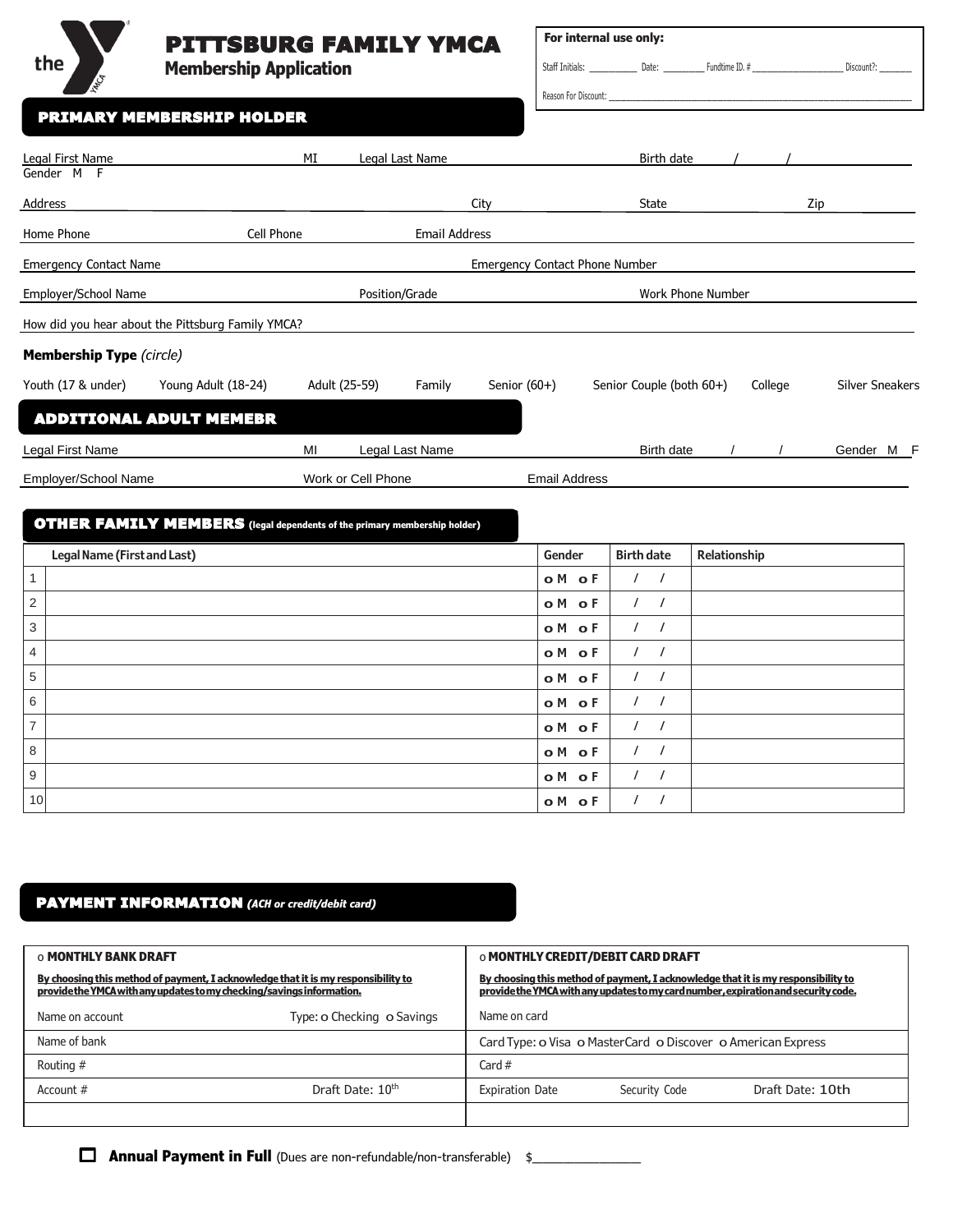# PITTSBURG FAMILY YMCA
## Membership Application

**For internal use only:**

Staff Initials: __________ Date: ________ Fundtime ID. # __________________ Discount?: _______

Reason For Discount: ____________________________________________

## PRIMARY MEMBERSHIP HOLDER

Legal First Name MI Legal Last Name Birth date / /

Gender M F

Address City State Zip

Home Phone Cell Phone Email Address

Emergency Contact Name Emergency Contact Phone Number

Employer/School Name Position/Grade Work Phone Number

How did you hear about the Pittsburg Family YMCA?

**Membership Type** *(circle)*

Youth (17 & under) Young Adult (18-24) Adult (25-59) Family Senior (60+) Senior Couple (both 60+) College Silver Sneakers

## ADDITIONAL ADULT MEMEBR

Legal First Name MI Legal Last Name Birth date / / Gender M F

Employer/School Name Work or Cell Phone Email Address

## OTHER FAMILY MEMBERS (legal dependents of the primary membership holder)

| | Legal Name (First and Last) | Gender | Birth date | Relationship |
|---|---|---|---|---|
| 1 | | o M o F | / / | |
| 2 | | o M o F | / / | |
| 3 | | o M o F | / / | |
| 4 | | o M o F | / / | |
| 5 | | o M o F | / / | |
| 6 | | o M o F | / / | |
| 7 | | o M o F | / / | |
| 8 | | o M o F | / / | |
| 9 | | o M o F | / / | |
| 10 | | o M o F | / / | |

## PAYMENT INFORMATION *(ACH or credit/debit card)*

| o **MONTHLY BANK DRAFT** | o **MONTHLY CREDIT/DEBIT CARD DRAFT** |
|---|---|
| **By choosing this method of payment, I acknowledge that it is my responsibility to provide the YMCA with any updates to my checking/savings information.** | **By choosing this method of payment, I acknowledge that it is my responsibility to provide the YMCA with any updates to my card number, expiration and security code.** |
| Name on account Type: o Checking o Savings | Name on card |
| Name of bank | Card Type: o Visa o MasterCard o Discover o American Express |
| Routing # | Card # |
| Account # Draft Date: 10th | Expiration Date Security Code Draft Date: 10th |
| | |

☐ **Annual Payment in Full** (Dues are non-refundable/non-transferable) $_______________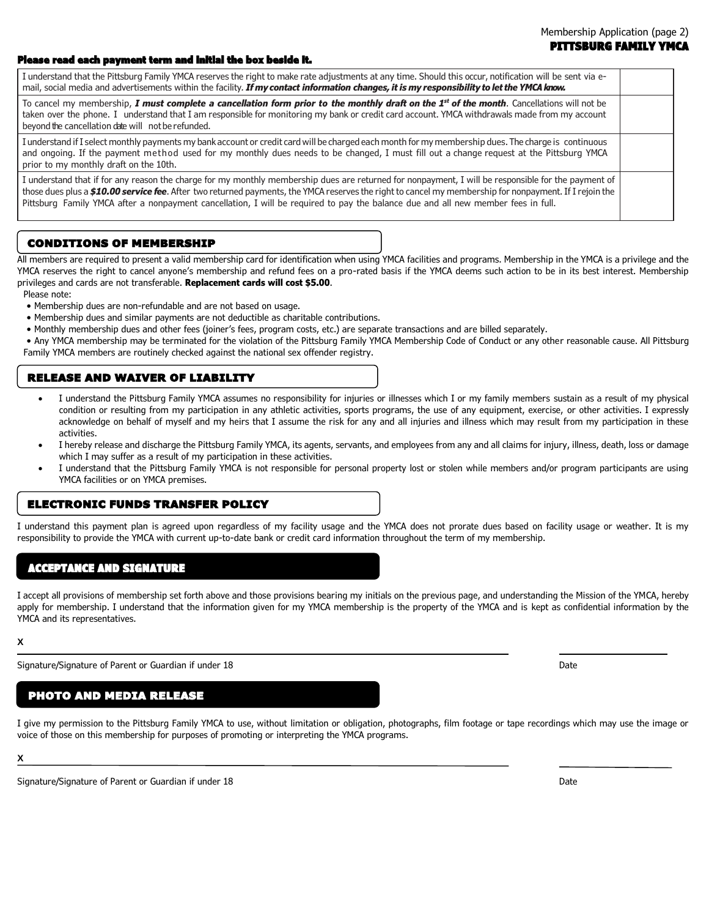Membership Application (page 2)

**PITTSBURG FAMILY YMCA**

**Please read each payment term and initial the box beside it.**

| | |
|---|---|
| I understand that the Pittsburg Family YMCA reserves the right to make rate adjustments at any time. Should this occur, notification will be sent via e-mail, social media and advertisements within the facility. ***If my contact information changes, it is my responsibility to let the YMCA know.*** | |
| To cancel my membership, ***I must complete a cancellation form prior to the monthly draft on the 1st of the month***. Cancellations will not be taken over the phone. I understand that I am responsible for monitoring my bank or credit card account. YMCA withdrawals made from my account beyond the cancellation date will not be refunded. | |
| I understand if I select monthly payments my bank account or credit card will be charged each month for my membership dues. The charge is continuous and ongoing. If the payment method used for my monthly dues needs to be changed, I must fill out a change request at the Pittsburg YMCA prior to my monthly draft on the 10th. | |
| I understand that if for any reason the charge for my monthly membership dues are returned for nonpayment, I will be responsible for the payment of those dues plus a ***$10.00 service fee***. After two returned payments, the YMCA reserves the right to cancel my membership for nonpayment. If I rejoin the Pittsburg Family YMCA after a nonpayment cancellation, I will be required to pay the balance due and all new member fees in full. | |

## CONDITIONS OF MEMBERSHIP

All members are required to present a valid membership card for identification when using YMCA facilities and programs. Membership in the YMCA is a privilege and the YMCA reserves the right to cancel anyone's membership and refund fees on a pro-rated basis if the YMCA deems such action to be in its best interest. Membership privileges and cards are not transferable. **Replacement cards will cost $5.00**.

Please note:

- Membership dues are non-refundable and are not based on usage.
- Membership dues and similar payments are not deductible as charitable contributions.
- Monthly membership dues and other fees (joiner's fees, program costs, etc.) are separate transactions and are billed separately.
- Any YMCA membership may be terminated for the violation of the Pittsburg Family YMCA Membership Code of Conduct or any other reasonable cause. All Pittsburg Family YMCA members are routinely checked against the national sex offender registry.

## RELEASE AND WAIVER OF LIABILITY

- I understand the Pittsburg Family YMCA assumes no responsibility for injuries or illnesses which I or my family members sustain as a result of my physical condition or resulting from my participation in any athletic activities, sports programs, the use of any equipment, exercise, or other activities. I expressly acknowledge on behalf of myself and my heirs that I assume the risk for any and all injuries and illness which may result from my participation in these activities.
- I hereby release and discharge the Pittsburg Family YMCA, its agents, servants, and employees from any and all claims for injury, illness, death, loss or damage which I may suffer as a result of my participation in these activities.
- I understand that the Pittsburg Family YMCA is not responsible for personal property lost or stolen while members and/or program participants are using YMCA facilities or on YMCA premises.

## ELECTRONIC FUNDS TRANSFER POLICY

I understand this payment plan is agreed upon regardless of my facility usage and the YMCA does not prorate dues based on facility usage or weather. It is my responsibility to provide the YMCA with current up-to-date bank or credit card information throughout the term of my membership.

## ACCEPTANCE AND SIGNATURE

I accept all provisions of membership set forth above and those provisions bearing my initials on the previous page, and understanding the Mission of the YMCA, hereby apply for membership. I understand that the information given for my YMCA membership is the property of the YMCA and is kept as confidential information by the YMCA and its representatives.

X ______________________________ ______________

Signature/Signature of Parent or Guardian if under 18 Date

## PHOTO AND MEDIA RELEASE

I give my permission to the Pittsburg Family YMCA to use, without limitation or obligation, photographs, film footage or tape recordings which may use the image or voice of those on this membership for purposes of promoting or interpreting the YMCA programs.

X ______________________________ ______________

Signature/Signature of Parent or Guardian if under 18 Date